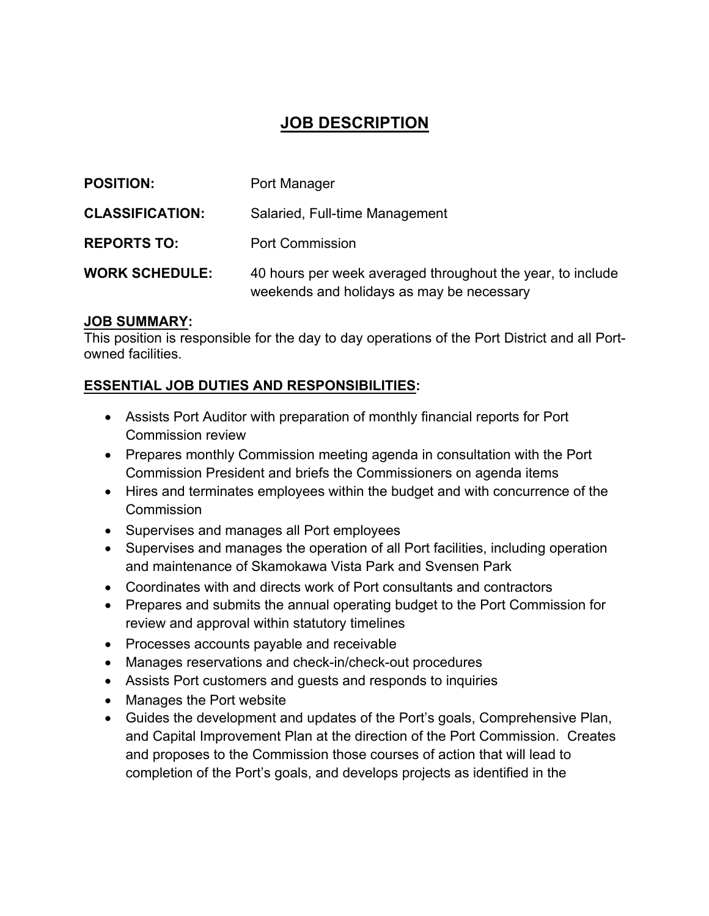# JOB DESCRIPTION

**POSITION:** Port Manager

**CLASSIFICATION:** Salaried, Full-time Management

**REPORTS TO:** Port Commission

**WORK SCHEDULE:** 40 hours per week averaged throughout the year, to include weekends and holidays as may be necessary

## JOB SUMMARY:

This position is responsible for the day to day operations of the Port District and all Port-owned facilities.

## ESSENTIAL JOB DUTIES AND RESPONSIBILITIES:

- Assists Port Auditor with preparation of monthly financial reports for Port Commission review
- Prepares monthly Commission meeting agenda in consultation with the Port Commission President and briefs the Commissioners on agenda items
- Hires and terminates employees within the budget and with concurrence of the Commission
- Supervises and manages all Port employees
- Supervises and manages the operation of all Port facilities, including operation and maintenance of Skamokawa Vista Park and Svensen Park
- Coordinates with and directs work of Port consultants and contractors
- Prepares and submits the annual operating budget to the Port Commission for review and approval within statutory timelines
- Processes accounts payable and receivable
- Manages reservations and check-in/check-out procedures
- Assists Port customers and guests and responds to inquiries
- Manages the Port website
- Guides the development and updates of the Port's goals, Comprehensive Plan, and Capital Improvement Plan at the direction of the Port Commission. Creates and proposes to the Commission those courses of action that will lead to completion of the Port's goals, and develops projects as identified in the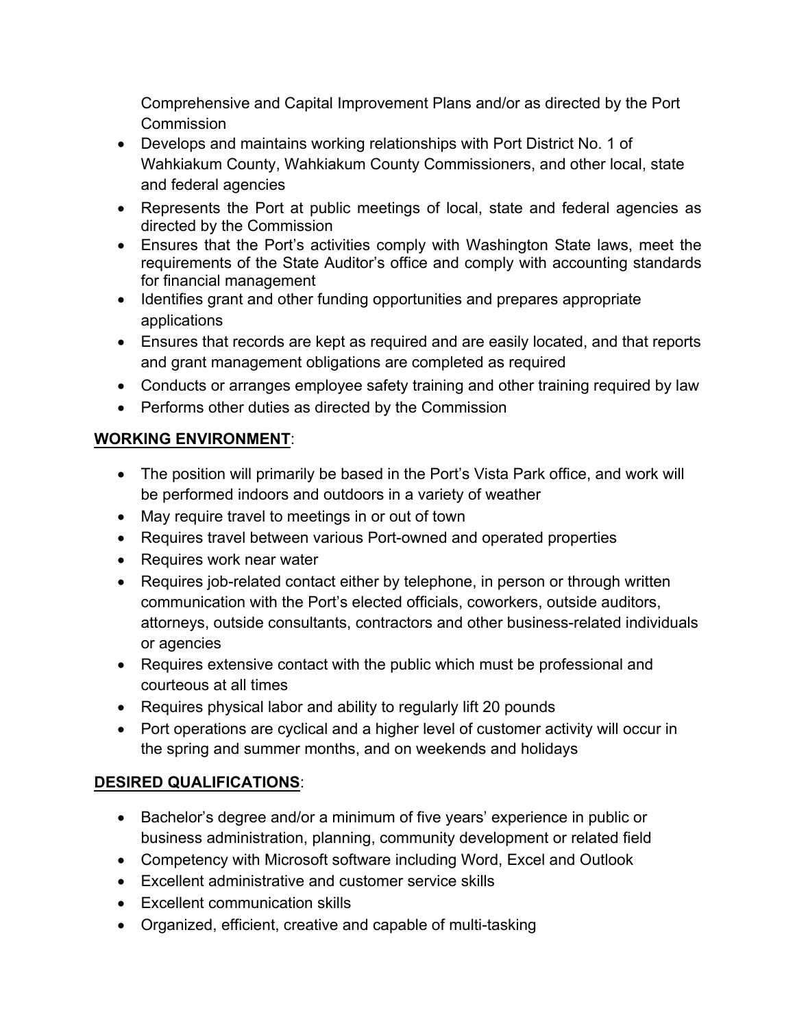Comprehensive and Capital Improvement Plans and/or as directed by the Port Commission

- Develops and maintains working relationships with Port District No. 1 of Wahkiakum County, Wahkiakum County Commissioners, and other local, state and federal agencies
- Represents the Port at public meetings of local, state and federal agencies as directed by the Commission
- Ensures that the Port's activities comply with Washington State laws, meet the requirements of the State Auditor's office and comply with accounting standards for financial management
- Identifies grant and other funding opportunities and prepares appropriate applications
- Ensures that records are kept as required and are easily located, and that reports and grant management obligations are completed as required
- Conducts or arranges employee safety training and other training required by law
- Performs other duties as directed by the Commission

**WORKING ENVIRONMENT**:

- The position will primarily be based in the Port's Vista Park office, and work will be performed indoors and outdoors in a variety of weather
- May require travel to meetings in or out of town
- Requires travel between various Port-owned and operated properties
- Requires work near water
- Requires job-related contact either by telephone, in person or through written communication with the Port's elected officials, coworkers, outside auditors, attorneys, outside consultants, contractors and other business-related individuals or agencies
- Requires extensive contact with the public which must be professional and courteous at all times
- Requires physical labor and ability to regularly lift 20 pounds
- Port operations are cyclical and a higher level of customer activity will occur in the spring and summer months, and on weekends and holidays

**DESIRED QUALIFICATIONS**:

- Bachelor's degree and/or a minimum of five years' experience in public or business administration, planning, community development or related field
- Competency with Microsoft software including Word, Excel and Outlook
- Excellent administrative and customer service skills
- Excellent communication skills
- Organized, efficient, creative and capable of multi-tasking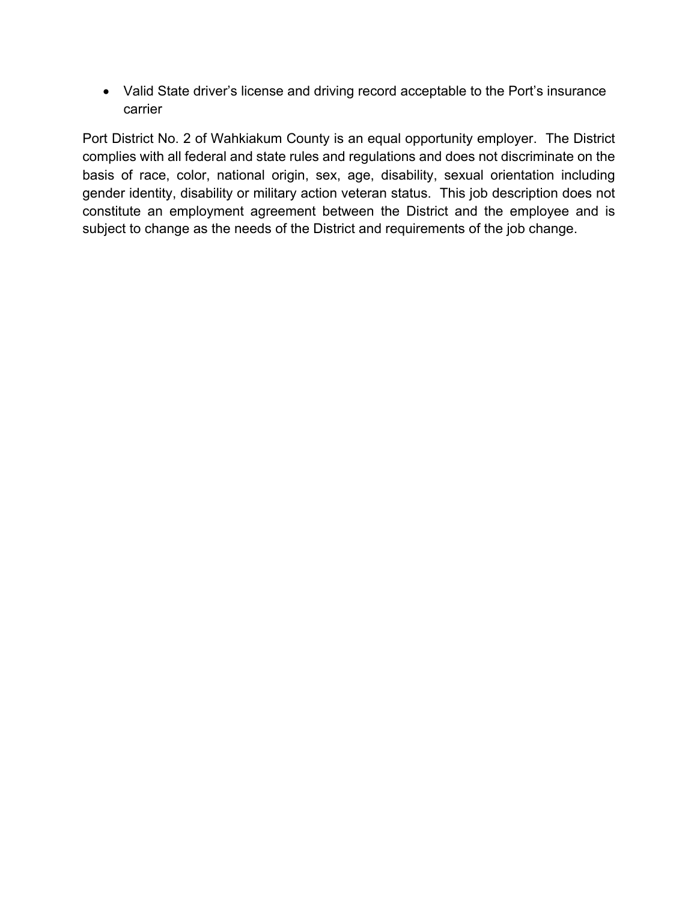- Valid State driver's license and driving record acceptable to the Port's insurance carrier

Port District No. 2 of Wahkiakum County is an equal opportunity employer. The District complies with all federal and state rules and regulations and does not discriminate on the basis of race, color, national origin, sex, age, disability, sexual orientation including gender identity, disability or military action veteran status. This job description does not constitute an employment agreement between the District and the employee and is subject to change as the needs of the District and requirements of the job change.